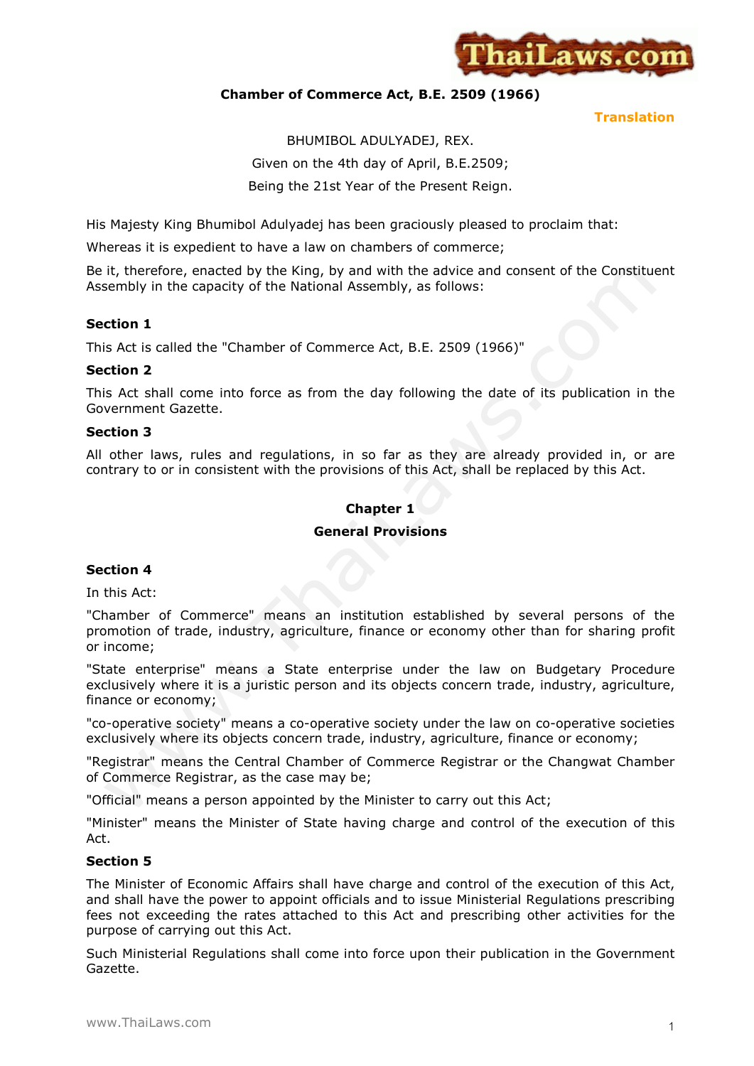# Chamber of Commerce Act, B.E. 2509 (1966)

**Translation**

BHUMIBOL ADULYADEJ, REX.

Given on the 4th day of April, B.E.2509;

Being the 21st Year of the Present Reign.

His Majesty King Bhumibol Adulyadej has been graciously pleased to proclaim that:

Whereas it is expedient to have a law on chambers of commerce;

Be it, therefore, enacted by the King, by and with the advice and consent of the Constituent Assembly in the capacity of the National Assembly, as follows:

### Section 1

This Act is called the "Chamber of Commerce Act, B.E. 2509 (1966)"

### Section 2

This Act shall come into force as from the day following the date of its publication in the Government Gazette.

### Section 3

All other laws, rules and regulations, in so far as they are already provided in, or are contrary to or in consistent with the provisions of this Act, shall be replaced by this Act.

## Chapter 1

## General Provisions

### Section 4

In this Act:

"Chamber of Commerce" means an institution established by several persons of the promotion of trade, industry, agriculture, finance or economy other than for sharing profit or income;

"State enterprise" means a State enterprise under the law on Budgetary Procedure exclusively where it is a juristic person and its objects concern trade, industry, agriculture, finance or economy;

"co-operative society" means a co-operative society under the law on co-operative societies exclusively where its objects concern trade, industry, agriculture, finance or economy;

"Registrar" means the Central Chamber of Commerce Registrar or the Changwat Chamber of Commerce Registrar, as the case may be;

"Official" means a person appointed by the Minister to carry out this Act;

"Minister" means the Minister of State having charge and control of the execution of this Act.

### Section 5

The Minister of Economic Affairs shall have charge and control of the execution of this Act, and shall have the power to appoint officials and to issue Ministerial Regulations prescribing fees not exceeding the rates attached to this Act and prescribing other activities for the purpose of carrying out this Act.

Such Ministerial Regulations shall come into force upon their publication in the Government Gazette.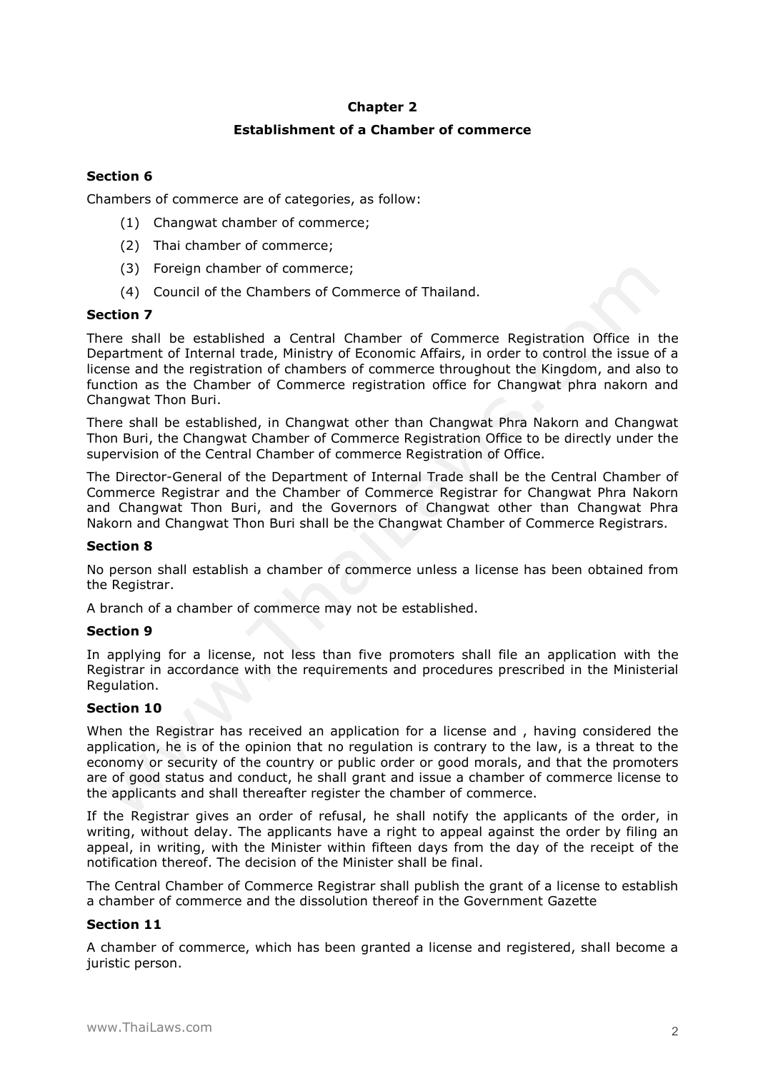## Chapter 2

## Establishment of a Chamber of commerce

**Section 6**

Chambers of commerce are of categories, as follow:

(1) Changwat chamber of commerce;

(2) Thai chamber of commerce;

(3) Foreign chamber of commerce;

(4) Council of the Chambers of Commerce of Thailand.

**Section 7**

There shall be established a Central Chamber of Commerce Registration Office in the Department of Internal trade, Ministry of Economic Affairs, in order to control the issue of a license and the registration of chambers of commerce throughout the Kingdom, and also to function as the Chamber of Commerce registration office for Changwat phra nakorn and Changwat Thon Buri.

There shall be established, in Changwat other than Changwat Phra Nakorn and Changwat Thon Buri, the Changwat Chamber of Commerce Registration Office to be directly under the supervision of the Central Chamber of commerce Registration of Office.

The Director-General of the Department of Internal Trade shall be the Central Chamber of Commerce Registrar and the Chamber of Commerce Registrar for Changwat Phra Nakorn and Changwat Thon Buri, and the Governors of Changwat other than Changwat Phra Nakorn and Changwat Thon Buri shall be the Changwat Chamber of Commerce Registrars.

**Section 8**

No person shall establish a chamber of commerce unless a license has been obtained from the Registrar.

A branch of a chamber of commerce may not be established.

**Section 9**

In applying for a license, not less than five promoters shall file an application with the Registrar in accordance with the requirements and procedures prescribed in the Ministerial Regulation.

**Section 10**

When the Registrar has received an application for a license and , having considered the application, he is of the opinion that no regulation is contrary to the law, is a threat to the economy or security of the country or public order or good morals, and that the promoters are of good status and conduct, he shall grant and issue a chamber of commerce license to the applicants and shall thereafter register the chamber of commerce.

If the Registrar gives an order of refusal, he shall notify the applicants of the order, in writing, without delay. The applicants have a right to appeal against the order by filing an appeal, in writing, with the Minister within fifteen days from the day of the receipt of the notification thereof. The decision of the Minister shall be final.

The Central Chamber of Commerce Registrar shall publish the grant of a license to establish a chamber of commerce and the dissolution thereof in the Government Gazette

**Section 11**

A chamber of commerce, which has been granted a license and registered, shall become a juristic person.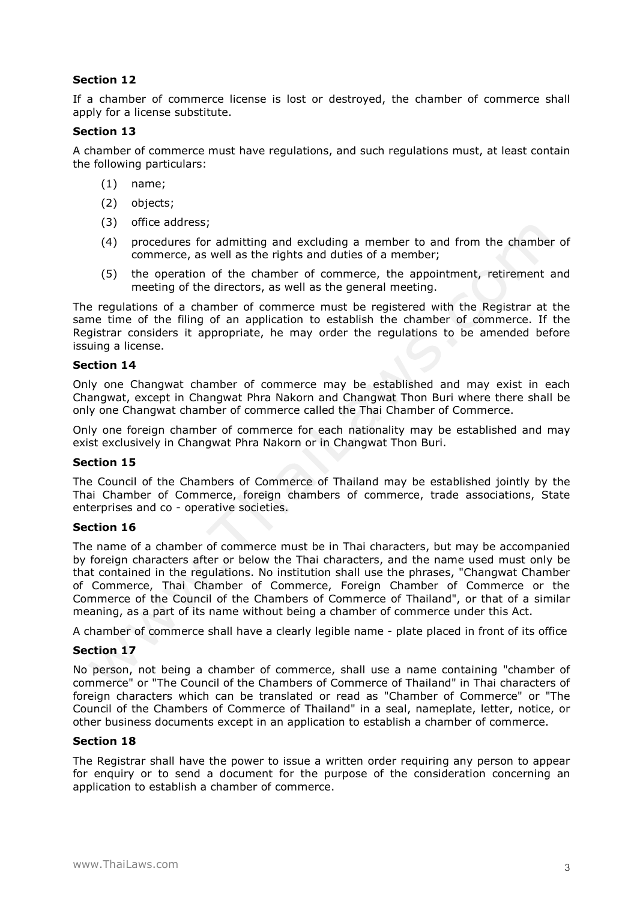**Section 12**

If a chamber of commerce license is lost or destroyed, the chamber of commerce shall apply for a license substitute.

**Section 13**

A chamber of commerce must have regulations, and such regulations must, at least contain the following particulars:

(1) name;

(2) objects;

(3) office address;

(4) procedures for admitting and excluding a member to and from the chamber of commerce, as well as the rights and duties of a member;

(5) the operation of the chamber of commerce, the appointment, retirement and meeting of the directors, as well as the general meeting.

The regulations of a chamber of commerce must be registered with the Registrar at the same time of the filing of an application to establish the chamber of commerce. If the Registrar considers it appropriate, he may order the regulations to be amended before issuing a license.

**Section 14**

Only one Changwat chamber of commerce may be established and may exist in each Changwat, except in Changwat Phra Nakorn and Changwat Thon Buri where there shall be only one Changwat chamber of commerce called the Thai Chamber of Commerce.

Only one foreign chamber of commerce for each nationality may be established and may exist exclusively in Changwat Phra Nakorn or in Changwat Thon Buri.

**Section 15**

The Council of the Chambers of Commerce of Thailand may be established jointly by the Thai Chamber of Commerce, foreign chambers of commerce, trade associations, State enterprises and co - operative societies.

**Section 16**

The name of a chamber of commerce must be in Thai characters, but may be accompanied by foreign characters after or below the Thai characters, and the name used must only be that contained in the regulations. No institution shall use the phrases, "Changwat Chamber of Commerce, Thai Chamber of Commerce, Foreign Chamber of Commerce or the Commerce of the Council of the Chambers of Commerce of Thailand", or that of a similar meaning, as a part of its name without being a chamber of commerce under this Act.

A chamber of commerce shall have a clearly legible name - plate placed in front of its office

**Section 17**

No person, not being a chamber of commerce, shall use a name containing "chamber of commerce" or "The Council of the Chambers of Commerce of Thailand" in Thai characters of foreign characters which can be translated or read as "Chamber of Commerce" or "The Council of the Chambers of Commerce of Thailand" in a seal, nameplate, letter, notice, or other business documents except in an application to establish a chamber of commerce.

**Section 18**

The Registrar shall have the power to issue a written order requiring any person to appear for enquiry or to send a document for the purpose of the consideration concerning an application to establish a chamber of commerce.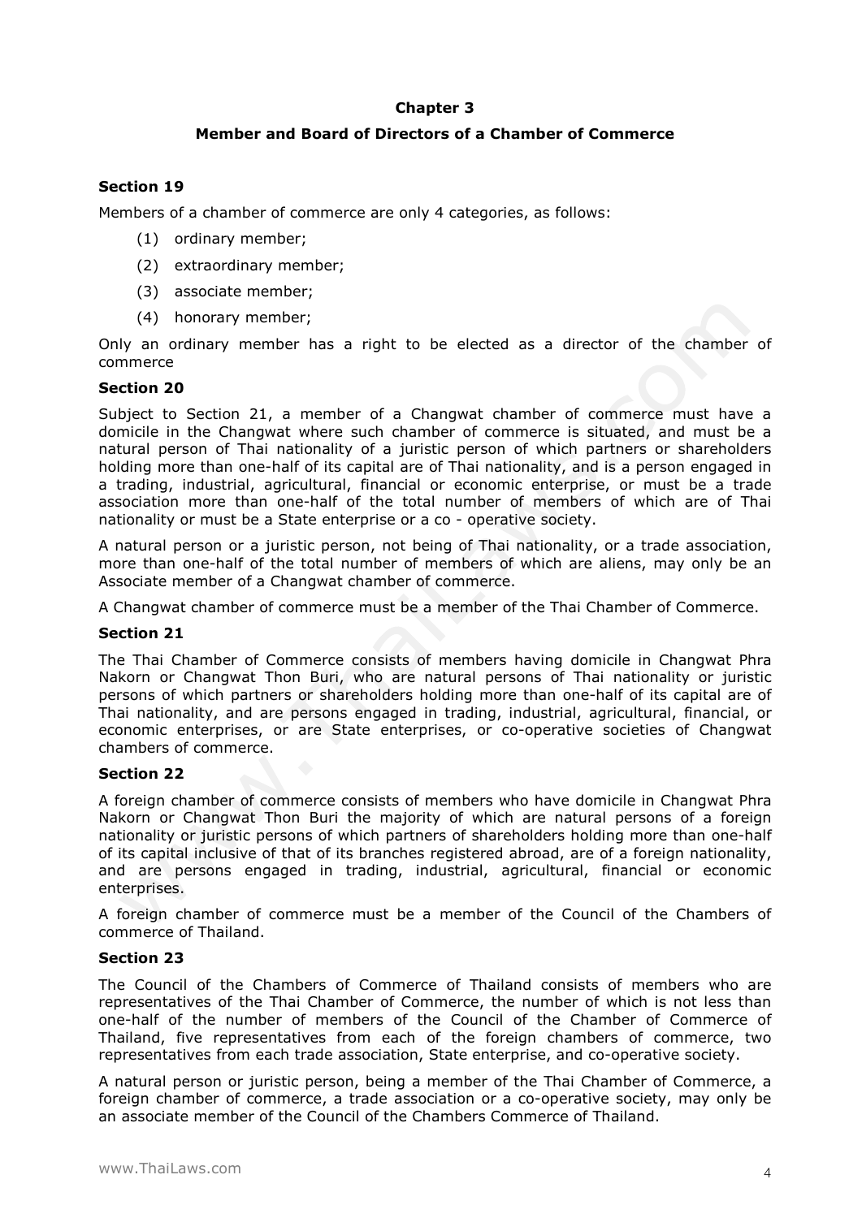## Chapter 3

## Member and Board of Directors of a Chamber of Commerce

### Section 19

Members of a chamber of commerce are only 4 categories, as follows:

(1) ordinary member;

(2) extraordinary member;

(3) associate member;

(4) honorary member;

Only an ordinary member has a right to be elected as a director of the chamber of commerce

### Section 20

Subject to Section 21, a member of a Changwat chamber of commerce must have a domicile in the Changwat where such chamber of commerce is situated, and must be a natural person of Thai nationality of a juristic person of which partners or shareholders holding more than one-half of its capital are of Thai nationality, and is a person engaged in a trading, industrial, agricultural, financial or economic enterprise, or must be a trade association more than one-half of the total number of members of which are of Thai nationality or must be a State enterprise or a co - operative society.

A natural person or a juristic person, not being of Thai nationality, or a trade association, more than one-half of the total number of members of which are aliens, may only be an Associate member of a Changwat chamber of commerce.

A Changwat chamber of commerce must be a member of the Thai Chamber of Commerce.

### Section 21

The Thai Chamber of Commerce consists of members having domicile in Changwat Phra Nakorn or Changwat Thon Buri, who are natural persons of Thai nationality or juristic persons of which partners or shareholders holding more than one-half of its capital are of Thai nationality, and are persons engaged in trading, industrial, agricultural, financial, or economic enterprises, or are State enterprises, or co-operative societies of Changwat chambers of commerce.

### Section 22

A foreign chamber of commerce consists of members who have domicile in Changwat Phra Nakorn or Changwat Thon Buri the majority of which are natural persons of a foreign nationality or juristic persons of which partners of shareholders holding more than one-half of its capital inclusive of that of its branches registered abroad, are of a foreign nationality, and are persons engaged in trading, industrial, agricultural, financial or economic enterprises.

A foreign chamber of commerce must be a member of the Council of the Chambers of commerce of Thailand.

### Section 23

The Council of the Chambers of Commerce of Thailand consists of members who are representatives of the Thai Chamber of Commerce, the number of which is not less than one-half of the number of members of the Council of the Chamber of Commerce of Thailand, five representatives from each of the foreign chambers of commerce, two representatives from each trade association, State enterprise, and co-operative society.

A natural person or juristic person, being a member of the Thai Chamber of Commerce, a foreign chamber of commerce, a trade association or a co-operative society, may only be an associate member of the Council of the Chambers Commerce of Thailand.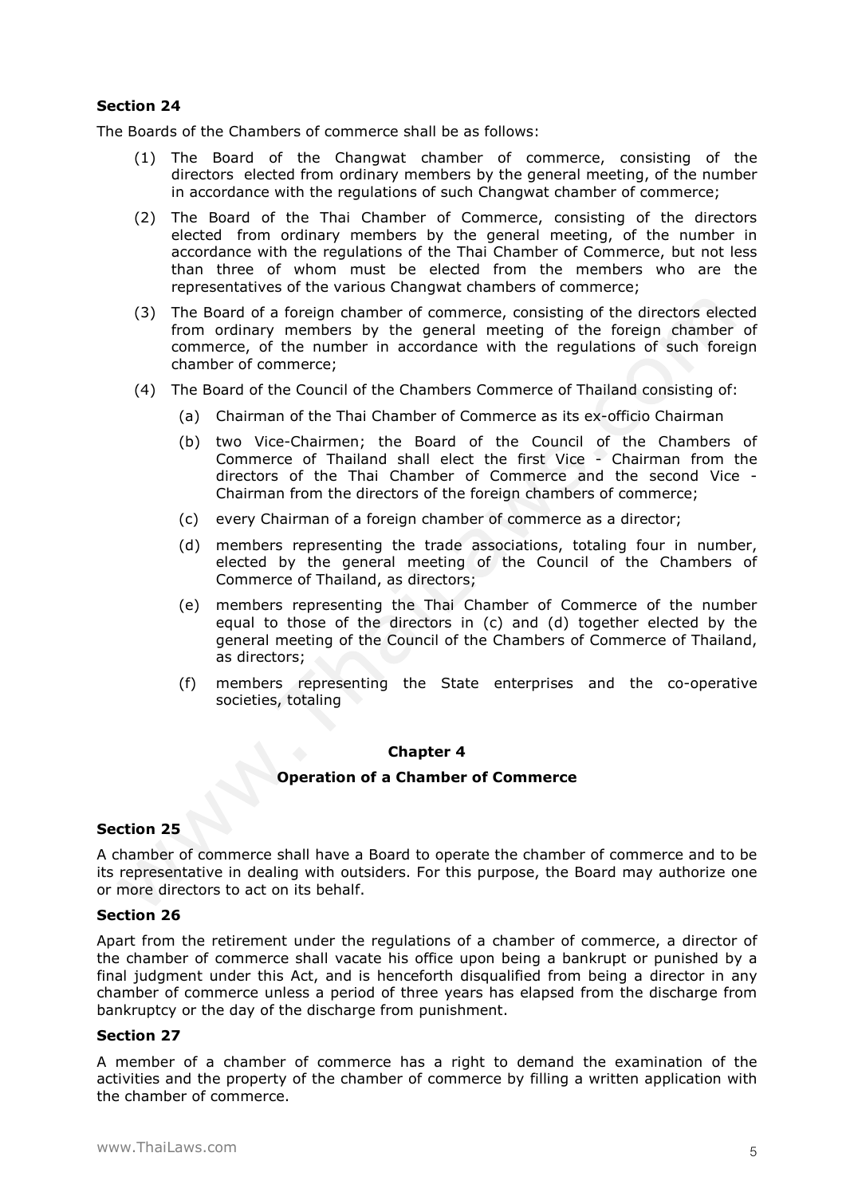**Section 24**

The Boards of the Chambers of commerce shall be as follows:

(1) The Board of the Changwat chamber of commerce, consisting of the directors elected from ordinary members by the general meeting, of the number in accordance with the regulations of such Changwat chamber of commerce;

(2) The Board of the Thai Chamber of Commerce, consisting of the directors elected from ordinary members by the general meeting, of the number in accordance with the regulations of the Thai Chamber of Commerce, but not less than three of whom must be elected from the members who are the representatives of the various Changwat chambers of commerce;

(3) The Board of a foreign chamber of commerce, consisting of the directors elected from ordinary members by the general meeting of the foreign chamber of commerce, of the number in accordance with the regulations of such foreign chamber of commerce;

(4) The Board of the Council of the Chambers Commerce of Thailand consisting of:

   (a) Chairman of the Thai Chamber of Commerce as its ex-officio Chairman

   (b) two Vice-Chairmen; the Board of the Council of the Chambers of Commerce of Thailand shall elect the first Vice - Chairman from the directors of the Thai Chamber of Commerce and the second Vice - Chairman from the directors of the foreign chambers of commerce;

   (c) every Chairman of a foreign chamber of commerce as a director;

   (d) members representing the trade associations, totaling four in number, elected by the general meeting of the Council of the Chambers of Commerce of Thailand, as directors;

   (e) members representing the Thai Chamber of Commerce of the number equal to those of the directors in (c) and (d) together elected by the general meeting of the Council of the Chambers of Commerce of Thailand, as directors;

   (f) members representing the State enterprises and the co-operative societies, totaling

## Chapter 4

## Operation of a Chamber of Commerce

**Section 25**

A chamber of commerce shall have a Board to operate the chamber of commerce and to be its representative in dealing with outsiders. For this purpose, the Board may authorize one or more directors to act on its behalf.

**Section 26**

Apart from the retirement under the regulations of a chamber of commerce, a director of the chamber of commerce shall vacate his office upon being a bankrupt or punished by a final judgment under this Act, and is henceforth disqualified from being a director in any chamber of commerce unless a period of three years has elapsed from the discharge from bankruptcy or the day of the discharge from punishment.

**Section 27**

A member of a chamber of commerce has a right to demand the examination of the activities and the property of the chamber of commerce by filling a written application with the chamber of commerce.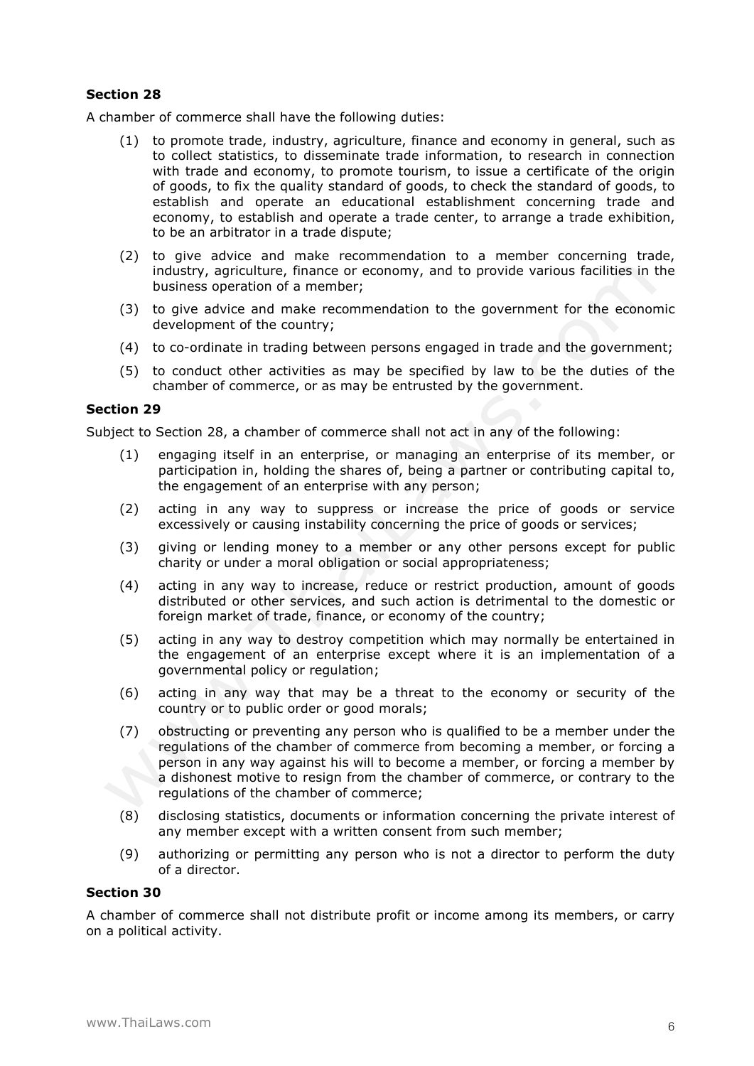**Section 28**

A chamber of commerce shall have the following duties:

(1) to promote trade, industry, agriculture, finance and economy in general, such as to collect statistics, to disseminate trade information, to research in connection with trade and economy, to promote tourism, to issue a certificate of the origin of goods, to fix the quality standard of goods, to check the standard of goods, to establish and operate an educational establishment concerning trade and economy, to establish and operate a trade center, to arrange a trade exhibition, to be an arbitrator in a trade dispute;

(2) to give advice and make recommendation to a member concerning trade, industry, agriculture, finance or economy, and to provide various facilities in the business operation of a member;

(3) to give advice and make recommendation to the government for the economic development of the country;

(4) to co-ordinate in trading between persons engaged in trade and the government;

(5) to conduct other activities as may be specified by law to be the duties of the chamber of commerce, or as may be entrusted by the government.

**Section 29**

Subject to Section 28, a chamber of commerce shall not act in any of the following:

(1) engaging itself in an enterprise, or managing an enterprise of its member, or participation in, holding the shares of, being a partner or contributing capital to, the engagement of an enterprise with any person;

(2) acting in any way to suppress or increase the price of goods or service excessively or causing instability concerning the price of goods or services;

(3) giving or lending money to a member or any other persons except for public charity or under a moral obligation or social appropriateness;

(4) acting in any way to increase, reduce or restrict production, amount of goods distributed or other services, and such action is detrimental to the domestic or foreign market of trade, finance, or economy of the country;

(5) acting in any way to destroy competition which may normally be entertained in the engagement of an enterprise except where it is an implementation of a governmental policy or regulation;

(6) acting in any way that may be a threat to the economy or security of the country or to public order or good morals;

(7) obstructing or preventing any person who is qualified to be a member under the regulations of the chamber of commerce from becoming a member, or forcing a person in any way against his will to become a member, or forcing a member by a dishonest motive to resign from the chamber of commerce, or contrary to the regulations of the chamber of commerce;

(8) disclosing statistics, documents or information concerning the private interest of any member except with a written consent from such member;

(9) authorizing or permitting any person who is not a director to perform the duty of a director.

**Section 30**

A chamber of commerce shall not distribute profit or income among its members, or carry on a political activity.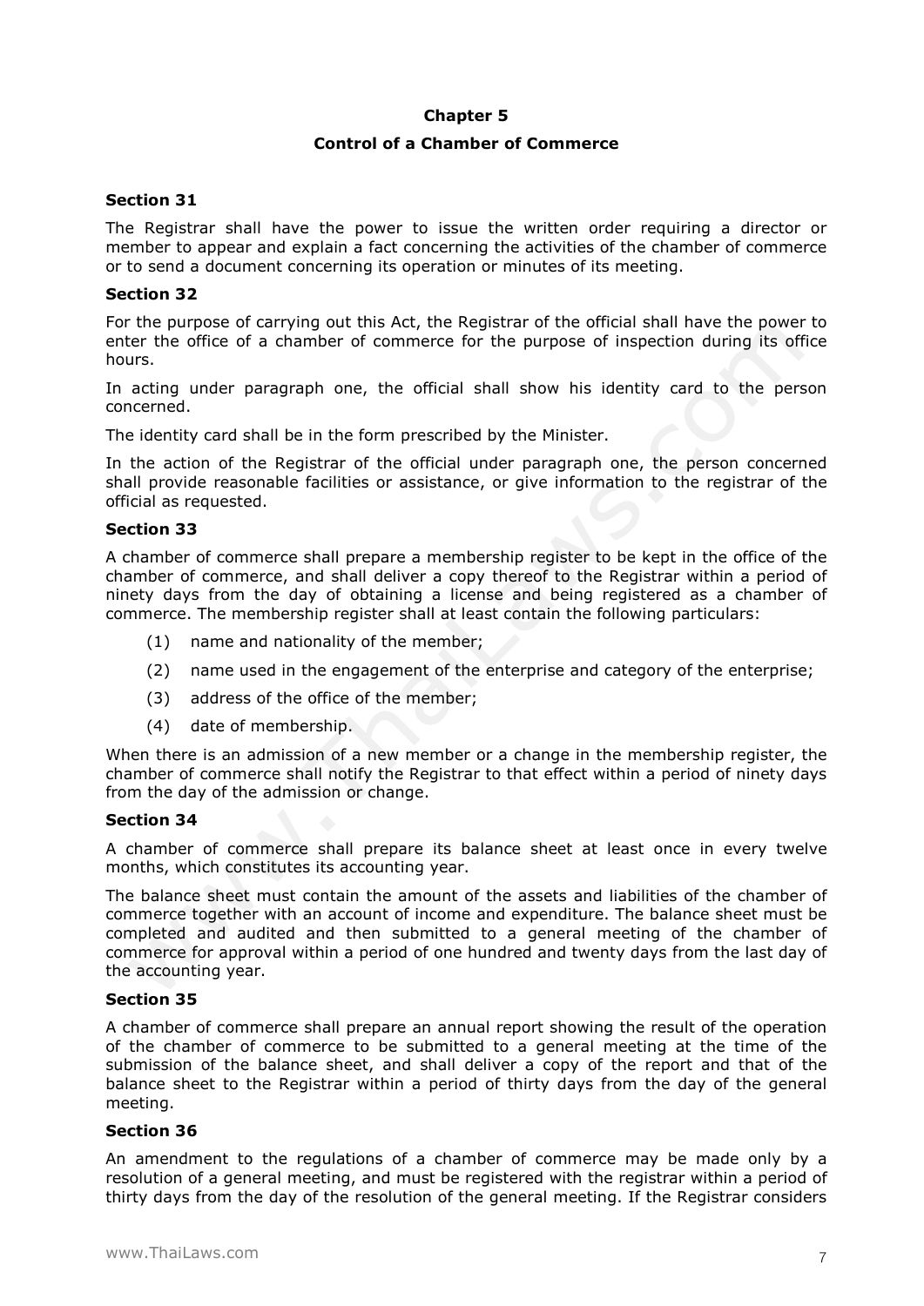## Chapter 5

## Control of a Chamber of Commerce

**Section 31**

The Registrar shall have the power to issue the written order requiring a director or member to appear and explain a fact concerning the activities of the chamber of commerce or to send a document concerning its operation or minutes of its meeting.

**Section 32**

For the purpose of carrying out this Act, the Registrar of the official shall have the power to enter the office of a chamber of commerce for the purpose of inspection during its office hours.

In acting under paragraph one, the official shall show his identity card to the person concerned.

The identity card shall be in the form prescribed by the Minister.

In the action of the Registrar of the official under paragraph one, the person concerned shall provide reasonable facilities or assistance, or give information to the registrar of the official as requested.

**Section 33**

A chamber of commerce shall prepare a membership register to be kept in the office of the chamber of commerce, and shall deliver a copy thereof to the Registrar within a period of ninety days from the day of obtaining a license and being registered as a chamber of commerce. The membership register shall at least contain the following particulars:

(1) name and nationality of the member;

(2) name used in the engagement of the enterprise and category of the enterprise;

(3) address of the office of the member;

(4) date of membership.

When there is an admission of a new member or a change in the membership register, the chamber of commerce shall notify the Registrar to that effect within a period of ninety days from the day of the admission or change.

**Section 34**

A chamber of commerce shall prepare its balance sheet at least once in every twelve months, which constitutes its accounting year.

The balance sheet must contain the amount of the assets and liabilities of the chamber of commerce together with an account of income and expenditure. The balance sheet must be completed and audited and then submitted to a general meeting of the chamber of commerce for approval within a period of one hundred and twenty days from the last day of the accounting year.

**Section 35**

A chamber of commerce shall prepare an annual report showing the result of the operation of the chamber of commerce to be submitted to a general meeting at the time of the submission of the balance sheet, and shall deliver a copy of the report and that of the balance sheet to the Registrar within a period of thirty days from the day of the general meeting.

**Section 36**

An amendment to the regulations of a chamber of commerce may be made only by a resolution of a general meeting, and must be registered with the registrar within a period of thirty days from the day of the resolution of the general meeting. If the Registrar considers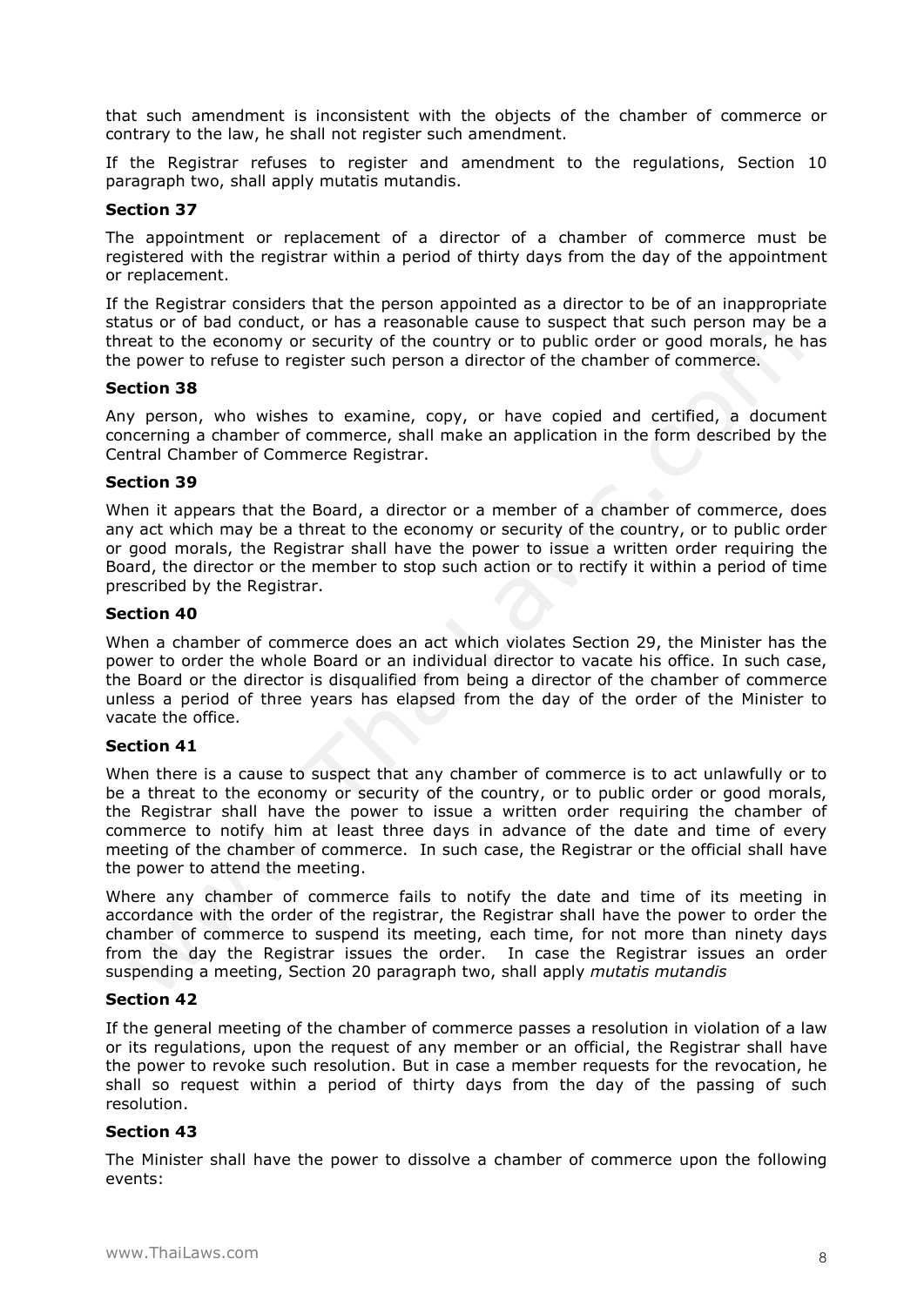that such amendment is inconsistent with the objects of the chamber of commerce or contrary to the law, he shall not register such amendment.

If the Registrar refuses to register and amendment to the regulations, Section 10 paragraph two, shall apply mutatis mutandis.

**Section 37**

The appointment or replacement of a director of a chamber of commerce must be registered with the registrar within a period of thirty days from the day of the appointment or replacement.

If the Registrar considers that the person appointed as a director to be of an inappropriate status or of bad conduct, or has a reasonable cause to suspect that such person may be a threat to the economy or security of the country or to public order or good morals, he has the power to refuse to register such person a director of the chamber of commerce.

**Section 38**

Any person, who wishes to examine, copy, or have copied and certified, a document concerning a chamber of commerce, shall make an application in the form described by the Central Chamber of Commerce Registrar.

**Section 39**

When it appears that the Board, a director or a member of a chamber of commerce, does any act which may be a threat to the economy or security of the country, or to public order or good morals, the Registrar shall have the power to issue a written order requiring the Board, the director or the member to stop such action or to rectify it within a period of time prescribed by the Registrar.

**Section 40**

When a chamber of commerce does an act which violates Section 29, the Minister has the power to order the whole Board or an individual director to vacate his office. In such case, the Board or the director is disqualified from being a director of the chamber of commerce unless a period of three years has elapsed from the day of the order of the Minister to vacate the office.

**Section 41**

When there is a cause to suspect that any chamber of commerce is to act unlawfully or to be a threat to the economy or security of the country, or to public order or good morals, the Registrar shall have the power to issue a written order requiring the chamber of commerce to notify him at least three days in advance of the date and time of every meeting of the chamber of commerce. In such case, the Registrar or the official shall have the power to attend the meeting.

Where any chamber of commerce fails to notify the date and time of its meeting in accordance with the order of the registrar, the Registrar shall have the power to order the chamber of commerce to suspend its meeting, each time, for not more than ninety days from the day the Registrar issues the order. In case the Registrar issues an order suspending a meeting, Section 20 paragraph two, shall apply *mutatis mutandis*

**Section 42**

If the general meeting of the chamber of commerce passes a resolution in violation of a law or its regulations, upon the request of any member or an official, the Registrar shall have the power to revoke such resolution. But in case a member requests for the revocation, he shall so request within a period of thirty days from the day of the passing of such resolution.

**Section 43**

The Minister shall have the power to dissolve a chamber of commerce upon the following events: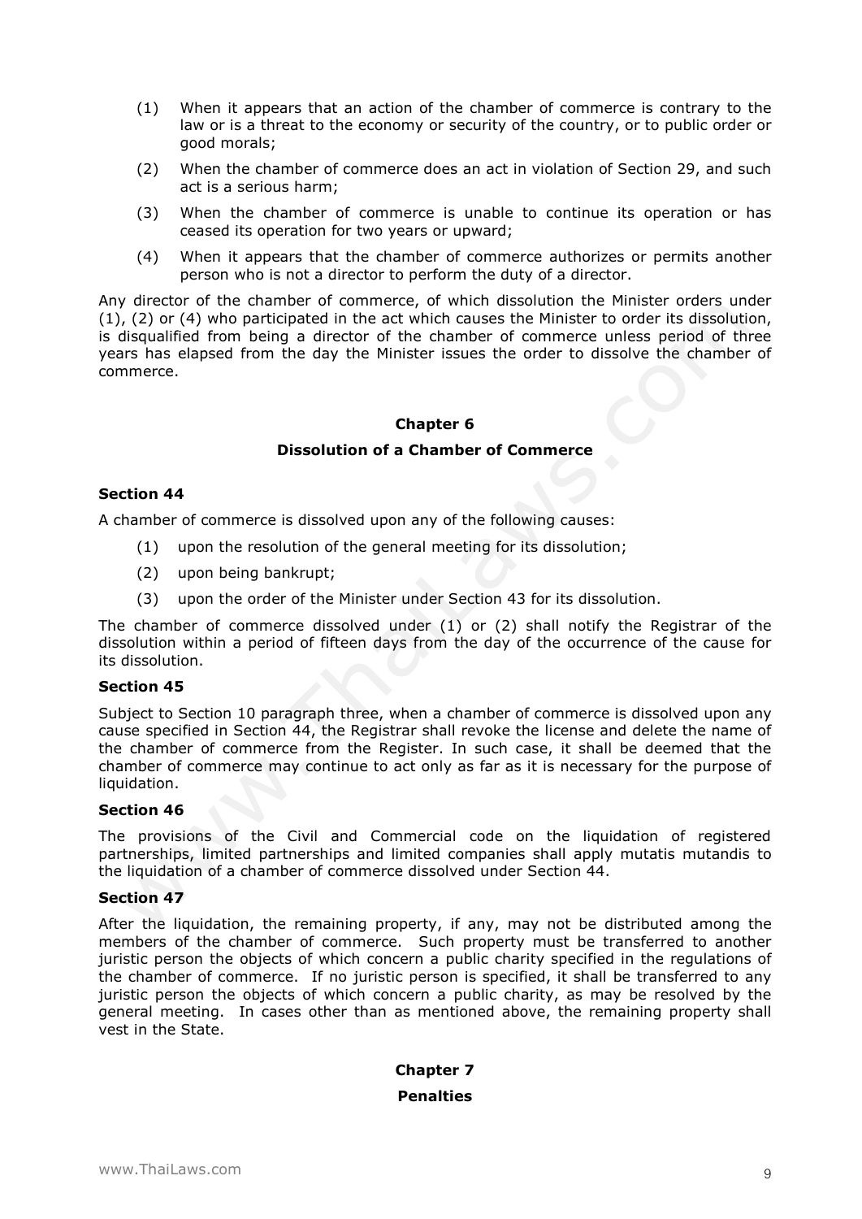(1) When it appears that an action of the chamber of commerce is contrary to the law or is a threat to the economy or security of the country, or to public order or good morals;

(2) When the chamber of commerce does an act in violation of Section 29, and such act is a serious harm;

(3) When the chamber of commerce is unable to continue its operation or has ceased its operation for two years or upward;

(4) When it appears that the chamber of commerce authorizes or permits another person who is not a director to perform the duty of a director.

Any director of the chamber of commerce, of which dissolution the Minister orders under (1), (2) or (4) who participated in the act which causes the Minister to order its dissolution, is disqualified from being a director of the chamber of commerce unless period of three years has elapsed from the day the Minister issues the order to dissolve the chamber of commerce.

## Chapter 6

## Dissolution of a Chamber of Commerce

### Section 44

A chamber of commerce is dissolved upon any of the following causes:

(1) upon the resolution of the general meeting for its dissolution;

(2) upon being bankrupt;

(3) upon the order of the Minister under Section 43 for its dissolution.

The chamber of commerce dissolved under (1) or (2) shall notify the Registrar of the dissolution within a period of fifteen days from the day of the occurrence of the cause for its dissolution.

### Section 45

Subject to Section 10 paragraph three, when a chamber of commerce is dissolved upon any cause specified in Section 44, the Registrar shall revoke the license and delete the name of the chamber of commerce from the Register. In such case, it shall be deemed that the chamber of commerce may continue to act only as far as it is necessary for the purpose of liquidation.

### Section 46

The provisions of the Civil and Commercial code on the liquidation of registered partnerships, limited partnerships and limited companies shall apply mutatis mutandis to the liquidation of a chamber of commerce dissolved under Section 44.

### Section 47

After the liquidation, the remaining property, if any, may not be distributed among the members of the chamber of commerce. Such property must be transferred to another juristic person the objects of which concern a public charity specified in the regulations of the chamber of commerce. If no juristic person is specified, it shall be transferred to any juristic person the objects of which concern a public charity, as may be resolved by the general meeting. In cases other than as mentioned above, the remaining property shall vest in the State.

## Chapter 7

## Penalties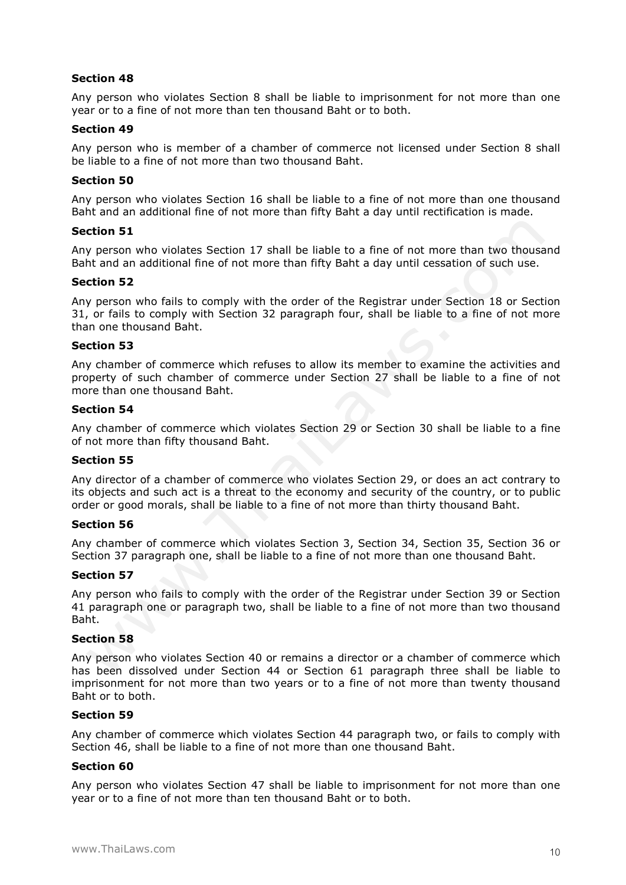**Section 48**

Any person who violates Section 8 shall be liable to imprisonment for not more than one year or to a fine of not more than ten thousand Baht or to both.

**Section 49**

Any person who is member of a chamber of commerce not licensed under Section 8 shall be liable to a fine of not more than two thousand Baht.

**Section 50**

Any person who violates Section 16 shall be liable to a fine of not more than one thousand Baht and an additional fine of not more than fifty Baht a day until rectification is made.

**Section 51**

Any person who violates Section 17 shall be liable to a fine of not more than two thousand Baht and an additional fine of not more than fifty Baht a day until cessation of such use.

**Section 52**

Any person who fails to comply with the order of the Registrar under Section 18 or Section 31, or fails to comply with Section 32 paragraph four, shall be liable to a fine of not more than one thousand Baht.

**Section 53**

Any chamber of commerce which refuses to allow its member to examine the activities and property of such chamber of commerce under Section 27 shall be liable to a fine of not more than one thousand Baht.

**Section 54**

Any chamber of commerce which violates Section 29 or Section 30 shall be liable to a fine of not more than fifty thousand Baht.

**Section 55**

Any director of a chamber of commerce who violates Section 29, or does an act contrary to its objects and such act is a threat to the economy and security of the country, or to public order or good morals, shall be liable to a fine of not more than thirty thousand Baht.

**Section 56**

Any chamber of commerce which violates Section 3, Section 34, Section 35, Section 36 or Section 37 paragraph one, shall be liable to a fine of not more than one thousand Baht.

**Section 57**

Any person who fails to comply with the order of the Registrar under Section 39 or Section 41 paragraph one or paragraph two, shall be liable to a fine of not more than two thousand Baht.

**Section 58**

Any person who violates Section 40 or remains a director or a chamber of commerce which has been dissolved under Section 44 or Section 61 paragraph three shall be liable to imprisonment for not more than two years or to a fine of not more than twenty thousand Baht or to both.

**Section 59**

Any chamber of commerce which violates Section 44 paragraph two, or fails to comply with Section 46, shall be liable to a fine of not more than one thousand Baht.

**Section 60**

Any person who violates Section 47 shall be liable to imprisonment for not more than one year or to a fine of not more than ten thousand Baht or to both.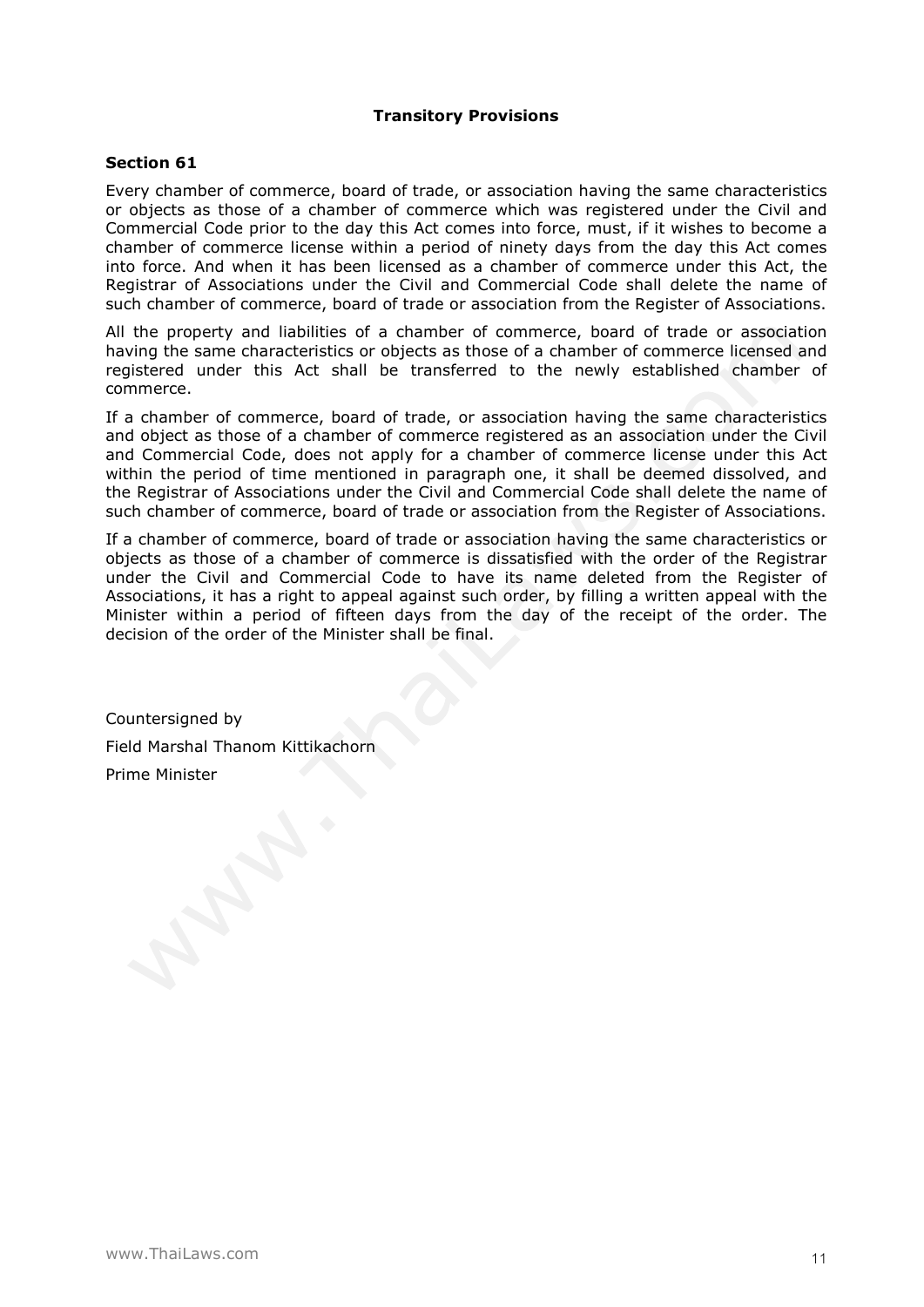## Transitory Provisions

### Section 61

Every chamber of commerce, board of trade, or association having the same characteristics or objects as those of a chamber of commerce which was registered under the Civil and Commercial Code prior to the day this Act comes into force, must, if it wishes to become a chamber of commerce license within a period of ninety days from the day this Act comes into force. And when it has been licensed as a chamber of commerce under this Act, the Registrar of Associations under the Civil and Commercial Code shall delete the name of such chamber of commerce, board of trade or association from the Register of Associations.

All the property and liabilities of a chamber of commerce, board of trade or association having the same characteristics or objects as those of a chamber of commerce licensed and registered under this Act shall be transferred to the newly established chamber of commerce.

If a chamber of commerce, board of trade, or association having the same characteristics and object as those of a chamber of commerce registered as an association under the Civil and Commercial Code, does not apply for a chamber of commerce license under this Act within the period of time mentioned in paragraph one, it shall be deemed dissolved, and the Registrar of Associations under the Civil and Commercial Code shall delete the name of such chamber of commerce, board of trade or association from the Register of Associations.

If a chamber of commerce, board of trade or association having the same characteristics or objects as those of a chamber of commerce is dissatisfied with the order of the Registrar under the Civil and Commercial Code to have its name deleted from the Register of Associations, it has a right to appeal against such order, by filling a written appeal with the Minister within a period of fifteen days from the day of the receipt of the order. The decision of the order of the Minister shall be final.

Countersigned by

Field Marshal Thanom Kittikachorn

Prime Minister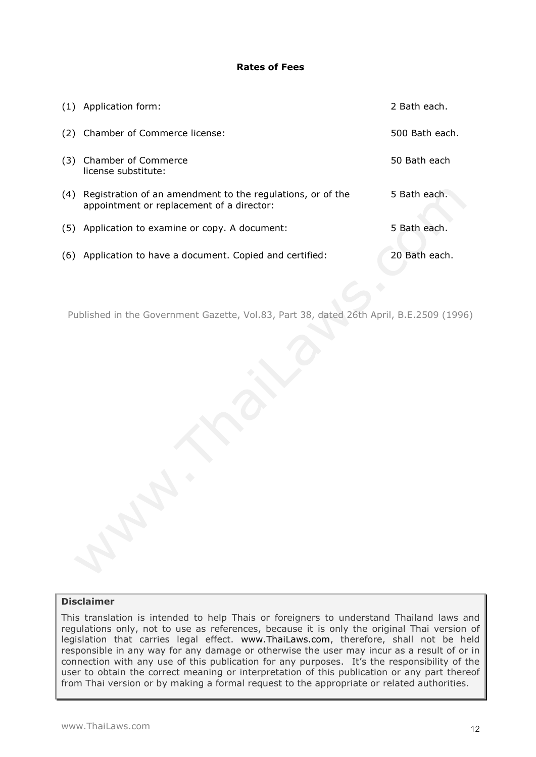**Rates of Fees**

| | | |
|---|---|---|
| (1) | Application form: | 2 Bath each. |
| (2) | Chamber of Commerce license: | 500 Bath each. |
| (3) | Chamber of Commerce license substitute: | 50 Bath each |
| (4) | Registration of an amendment to the regulations, or of the appointment or replacement of a director: | 5 Bath each. |
| (5) | Application to examine or copy. A document: | 5 Bath each. |
| (6) | Application to have a document. Copied and certified: | 20 Bath each. |

Published in the Government Gazette, Vol.83, Part 38, dated 26th April, B.E.2509 (1996)

**Disclaimer**

This translation is intended to help Thais or foreigners to understand Thailand laws and regulations only, not to use as references, because it is only the original Thai version of legislation that carries legal effect. www.ThaiLaws.com, therefore, shall not be held responsible in any way for any damage or otherwise the user may incur as a result of or in connection with any use of this publication for any purposes. It's the responsibility of the user to obtain the correct meaning or interpretation of this publication or any part thereof from Thai version or by making a formal request to the appropriate or related authorities.